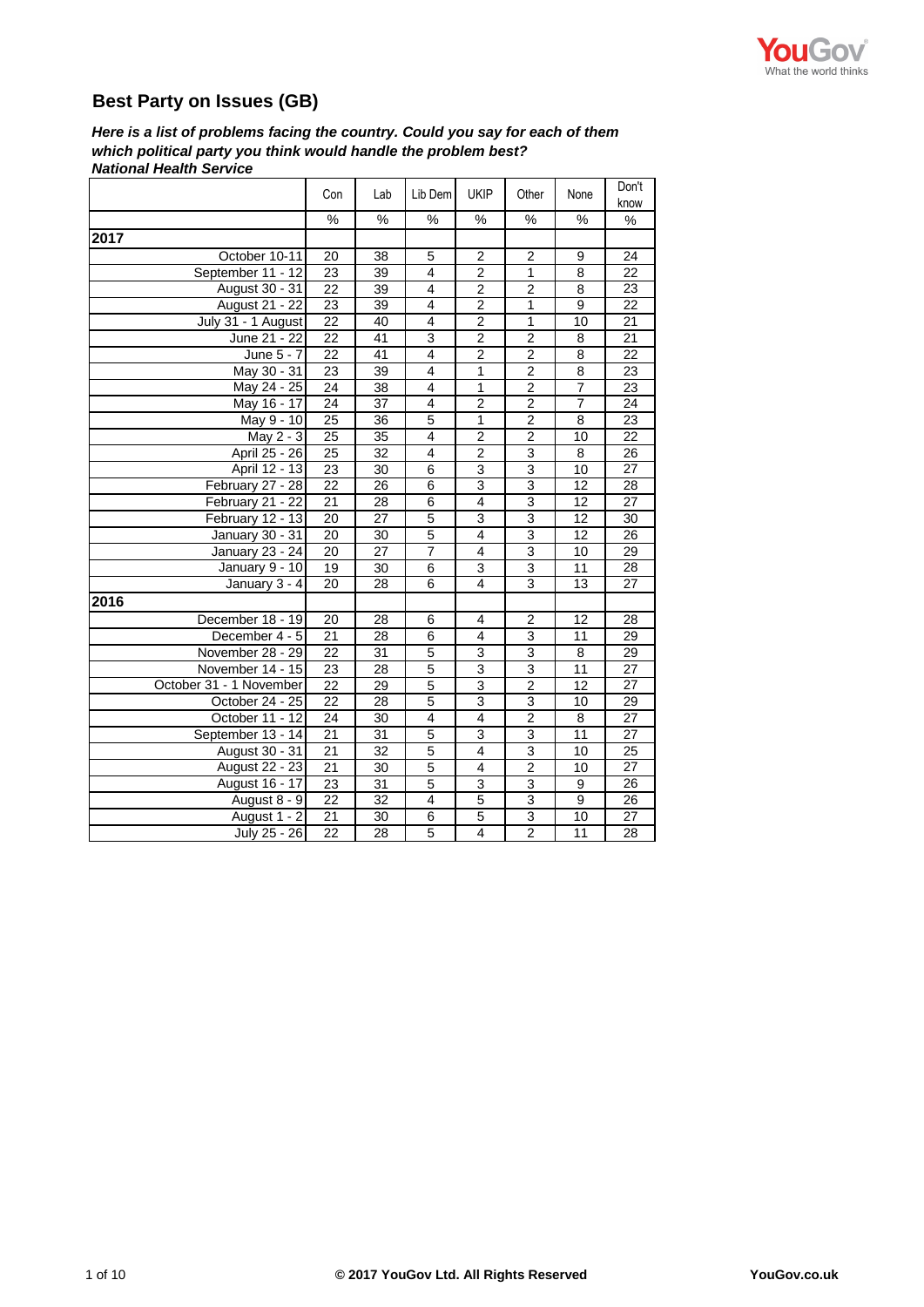## Best Party on Issues (GB)

***Here is a list of problems facing the country. Could you say for each of them which political party you think would handle the problem best?***
***National Health Service***

| | Con | Lab | Lib Dem | UKIP | Other | None | Don't know |
|---|---|---|---|---|---|---|---|
| | % | % | % | % | % | % | % |
| **2017** | | | | | | | |
| October 10-11 | 20 | 38 | 5 | 2 | 2 | 9 | 24 |
| September 11 - 12 | 23 | 39 | 4 | 2 | 1 | 8 | 22 |
| August 30 - 31 | 22 | 39 | 4 | 2 | 2 | 8 | 23 |
| August 21 - 22 | 23 | 39 | 4 | 2 | 1 | 9 | 22 |
| July 31 - 1 August | 22 | 40 | 4 | 2 | 1 | 10 | 21 |
| June 21 - 22 | 22 | 41 | 3 | 2 | 2 | 8 | 21 |
| June 5 - 7 | 22 | 41 | 4 | 2 | 2 | 8 | 22 |
| May 30 - 31 | 23 | 39 | 4 | 1 | 2 | 8 | 23 |
| May 24 - 25 | 24 | 38 | 4 | 1 | 2 | 7 | 23 |
| May 16 - 17 | 24 | 37 | 4 | 2 | 2 | 7 | 24 |
| May 9 - 10 | 25 | 36 | 5 | 1 | 2 | 8 | 23 |
| May 2 - 3 | 25 | 35 | 4 | 2 | 2 | 10 | 22 |
| April 25 - 26 | 25 | 32 | 4 | 2 | 3 | 8 | 26 |
| April 12 - 13 | 23 | 30 | 6 | 3 | 3 | 10 | 27 |
| February 27 - 28 | 22 | 26 | 6 | 3 | 3 | 12 | 28 |
| February 21 - 22 | 21 | 28 | 6 | 4 | 3 | 12 | 27 |
| February 12 - 13 | 20 | 27 | 5 | 3 | 3 | 12 | 30 |
| January 30 - 31 | 20 | 30 | 5 | 4 | 3 | 12 | 26 |
| January 23 - 24 | 20 | 27 | 7 | 4 | 3 | 10 | 29 |
| January 9 - 10 | 19 | 30 | 6 | 3 | 3 | 11 | 28 |
| January 3 - 4 | 20 | 28 | 6 | 4 | 3 | 13 | 27 |
| **2016** | | | | | | | |
| December 18 - 19 | 20 | 28 | 6 | 4 | 2 | 12 | 28 |
| December 4 - 5 | 21 | 28 | 6 | 4 | 3 | 11 | 29 |
| November 28 - 29 | 22 | 31 | 5 | 3 | 3 | 8 | 29 |
| November 14 - 15 | 23 | 28 | 5 | 3 | 3 | 11 | 27 |
| October 31 - 1 November | 22 | 29 | 5 | 3 | 2 | 12 | 27 |
| October 24 - 25 | 22 | 28 | 5 | 3 | 3 | 10 | 29 |
| October 11 - 12 | 24 | 30 | 4 | 4 | 2 | 8 | 27 |
| September 13 - 14 | 21 | 31 | 5 | 3 | 3 | 11 | 27 |
| August 30 - 31 | 21 | 32 | 5 | 4 | 3 | 10 | 25 |
| August 22 - 23 | 21 | 30 | 5 | 4 | 2 | 10 | 27 |
| August 16 - 17 | 23 | 31 | 5 | 3 | 3 | 9 | 26 |
| August 8 - 9 | 22 | 32 | 4 | 5 | 3 | 9 | 26 |
| August 1 - 2 | 21 | 30 | 6 | 5 | 3 | 10 | 27 |
| July 25 - 26 | 22 | 28 | 5 | 4 | 2 | 11 | 28 |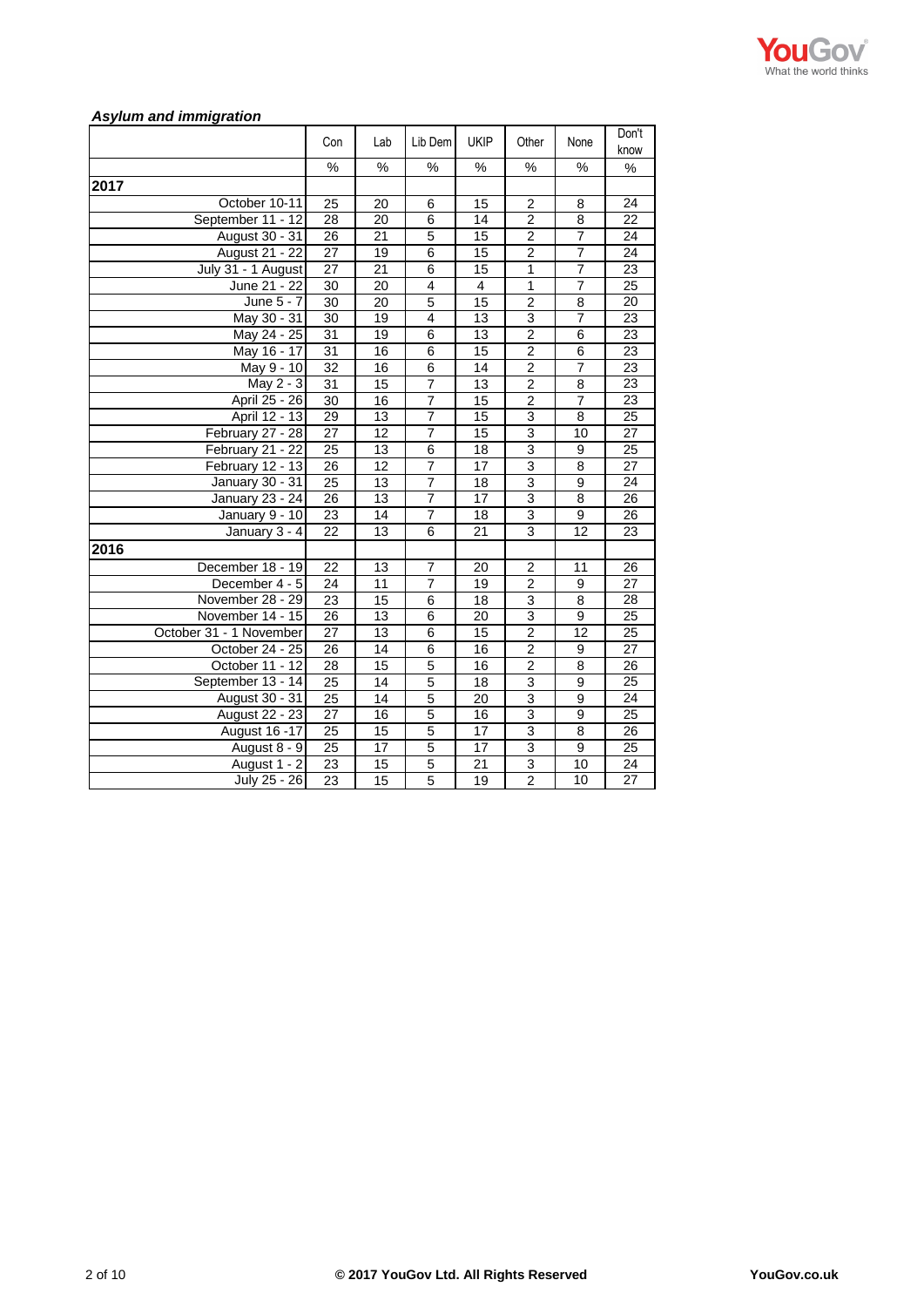***Asylum and immigration***

| | Con | Lab | Lib Dem | UKIP | Other | None | Don't know |
|---|---|---|---|---|---|---|---|
| | % | % | % | % | % | % | % |
| **2017** | | | | | | | |
| October 10-11 | 25 | 20 | 6 | 15 | 2 | 8 | 24 |
| September 11 - 12 | 28 | 20 | 6 | 14 | 2 | 8 | 22 |
| August 30 - 31 | 26 | 21 | 5 | 15 | 2 | 7 | 24 |
| August 21 - 22 | 27 | 19 | 6 | 15 | 2 | 7 | 24 |
| July 31 - 1 August | 27 | 21 | 6 | 15 | 1 | 7 | 23 |
| June 21 - 22 | 30 | 20 | 4 | 4 | 1 | 7 | 25 |
| June 5 - 7 | 30 | 20 | 5 | 15 | 2 | 8 | 20 |
| May 30 - 31 | 30 | 19 | 4 | 13 | 3 | 7 | 23 |
| May 24 - 25 | 31 | 19 | 6 | 13 | 2 | 6 | 23 |
| May 16 - 17 | 31 | 16 | 6 | 15 | 2 | 6 | 23 |
| May 9 - 10 | 32 | 16 | 6 | 14 | 2 | 7 | 23 |
| May 2 - 3 | 31 | 15 | 7 | 13 | 2 | 8 | 23 |
| April 25 - 26 | 30 | 16 | 7 | 15 | 2 | 7 | 23 |
| April 12 - 13 | 29 | 13 | 7 | 15 | 3 | 8 | 25 |
| February 27 - 28 | 27 | 12 | 7 | 15 | 3 | 10 | 27 |
| February 21 - 22 | 25 | 13 | 6 | 18 | 3 | 9 | 25 |
| February 12 - 13 | 26 | 12 | 7 | 17 | 3 | 8 | 27 |
| January 30 - 31 | 25 | 13 | 7 | 18 | 3 | 9 | 24 |
| January 23 - 24 | 26 | 13 | 7 | 17 | 3 | 8 | 26 |
| January 9 - 10 | 23 | 14 | 7 | 18 | 3 | 9 | 26 |
| January 3 - 4 | 22 | 13 | 6 | 21 | 3 | 12 | 23 |
| **2016** | | | | | | | |
| December 18 - 19 | 22 | 13 | 7 | 20 | 2 | 11 | 26 |
| December 4 - 5 | 24 | 11 | 7 | 19 | 2 | 9 | 27 |
| November 28 - 29 | 23 | 15 | 6 | 18 | 3 | 8 | 28 |
| November 14 - 15 | 26 | 13 | 6 | 20 | 3 | 9 | 25 |
| October 31 - 1 November | 27 | 13 | 6 | 15 | 2 | 12 | 25 |
| October 24 - 25 | 26 | 14 | 6 | 16 | 2 | 9 | 27 |
| October 11 - 12 | 28 | 15 | 5 | 16 | 2 | 8 | 26 |
| September 13 - 14 | 25 | 14 | 5 | 18 | 3 | 9 | 25 |
| August 30 - 31 | 25 | 14 | 5 | 20 | 3 | 9 | 24 |
| August 22 - 23 | 27 | 16 | 5 | 16 | 3 | 9 | 25 |
| August 16 -17 | 25 | 15 | 5 | 17 | 3 | 8 | 26 |
| August 8 - 9 | 25 | 17 | 5 | 17 | 3 | 9 | 25 |
| August 1 - 2 | 23 | 15 | 5 | 21 | 3 | 10 | 24 |
| July 25 - 26 | 23 | 15 | 5 | 19 | 2 | 10 | 27 |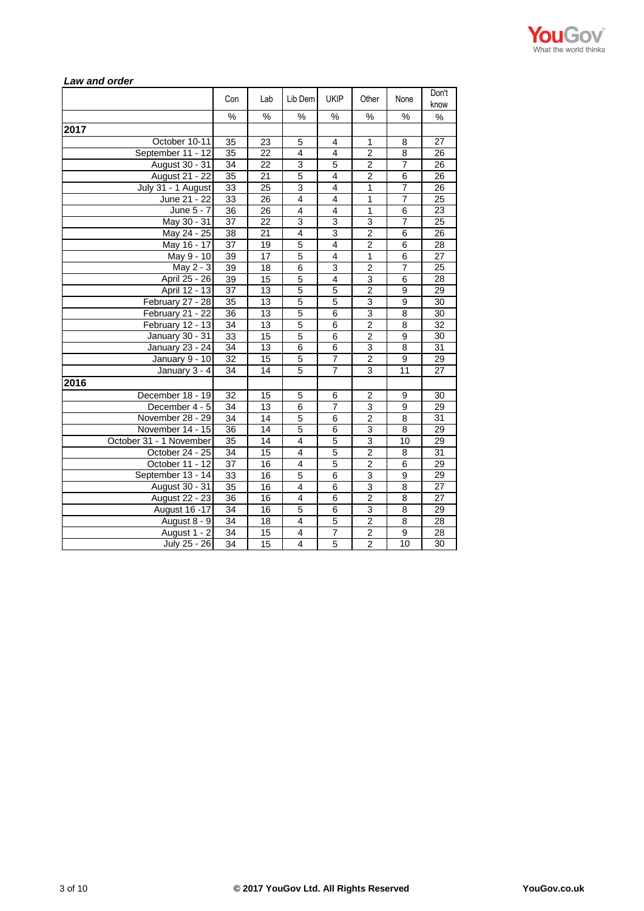***Law and order***

| | Con | Lab | Lib Dem | UKIP | Other | None | Don't know |
|---|---|---|---|---|---|---|---|
| | % | % | % | % | % | % | % |
| **2017** | | | | | | | |
| October 10-11 | 35 | 23 | 5 | 4 | 1 | 8 | 27 |
| September 11 - 12 | 35 | 22 | 4 | 4 | 2 | 8 | 26 |
| August 30 - 31 | 34 | 22 | 3 | 5 | 2 | 7 | 26 |
| August 21 - 22 | 35 | 21 | 5 | 4 | 2 | 6 | 26 |
| July 31 - 1 August | 33 | 25 | 3 | 4 | 1 | 7 | 26 |
| June 21 - 22 | 33 | 26 | 4 | 4 | 1 | 7 | 25 |
| June 5 - 7 | 36 | 26 | 4 | 4 | 1 | 6 | 23 |
| May 30 - 31 | 37 | 22 | 3 | 3 | 3 | 7 | 25 |
| May 24 - 25 | 38 | 21 | 4 | 3 | 2 | 6 | 26 |
| May 16 - 17 | 37 | 19 | 5 | 4 | 2 | 6 | 28 |
| May 9 - 10 | 39 | 17 | 5 | 4 | 1 | 6 | 27 |
| May 2 - 3 | 39 | 18 | 6 | 3 | 2 | 7 | 25 |
| April 25 - 26 | 39 | 15 | 5 | 4 | 3 | 6 | 28 |
| April 12 - 13 | 37 | 13 | 5 | 5 | 2 | 9 | 29 |
| February 27 - 28 | 35 | 13 | 5 | 5 | 3 | 9 | 30 |
| February 21 - 22 | 36 | 13 | 5 | 6 | 3 | 8 | 30 |
| February 12 - 13 | 34 | 13 | 5 | 6 | 2 | 8 | 32 |
| January 30 - 31 | 33 | 15 | 5 | 6 | 2 | 9 | 30 |
| January 23 - 24 | 34 | 13 | 6 | 6 | 3 | 8 | 31 |
| January 9 - 10 | 32 | 15 | 5 | 7 | 2 | 9 | 29 |
| January 3 - 4 | 34 | 14 | 5 | 7 | 3 | 11 | 27 |
| **2016** | | | | | | | |
| December 18 - 19 | 32 | 15 | 5 | 6 | 2 | 9 | 30 |
| December 4 - 5 | 34 | 13 | 6 | 7 | 3 | 9 | 29 |
| November 28 - 29 | 34 | 14 | 5 | 6 | 2 | 8 | 31 |
| November 14 - 15 | 36 | 14 | 5 | 6 | 3 | 8 | 29 |
| October 31 - 1 November | 35 | 14 | 4 | 5 | 3 | 10 | 29 |
| October 24 - 25 | 34 | 15 | 4 | 5 | 2 | 8 | 31 |
| October 11 - 12 | 37 | 16 | 4 | 5 | 2 | 6 | 29 |
| September 13 - 14 | 33 | 16 | 5 | 6 | 3 | 9 | 29 |
| August 30 - 31 | 35 | 16 | 4 | 6 | 3 | 8 | 27 |
| August 22 - 23 | 36 | 16 | 4 | 6 | 2 | 8 | 27 |
| August 16 -17 | 34 | 16 | 5 | 6 | 3 | 8 | 29 |
| August 8 - 9 | 34 | 18 | 4 | 5 | 2 | 8 | 28 |
| August 1 - 2 | 34 | 15 | 4 | 7 | 2 | 9 | 28 |
| July 25 - 26 | 34 | 15 | 4 | 5 | 2 | 10 | 30 |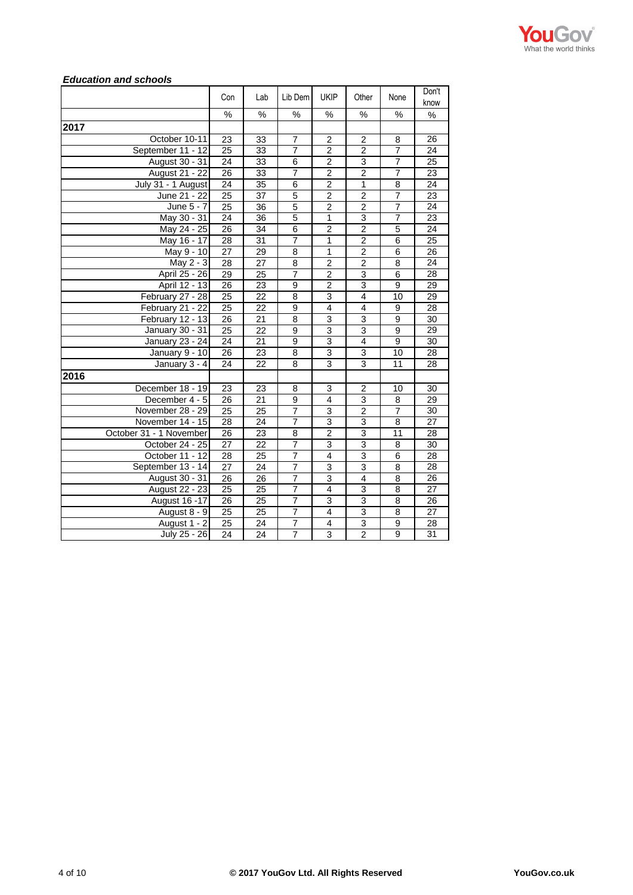***Education and schools***

| | Con | Lab | Lib Dem | UKIP | Other | None | Don't know |
|---|---|---|---|---|---|---|---|
| | % | % | % | % | % | % | % |
| **2017** | | | | | | | |
| October 10-11 | 23 | 33 | 7 | 2 | 2 | 8 | 26 |
| September 11 - 12 | 25 | 33 | 7 | 2 | 2 | 7 | 24 |
| August 30 - 31 | 24 | 33 | 6 | 2 | 3 | 7 | 25 |
| August 21 - 22 | 26 | 33 | 7 | 2 | 2 | 7 | 23 |
| July 31 - 1 August | 24 | 35 | 6 | 2 | 1 | 8 | 24 |
| June 21 - 22 | 25 | 37 | 5 | 2 | 2 | 7 | 23 |
| June 5 - 7 | 25 | 36 | 5 | 2 | 2 | 7 | 24 |
| May 30 - 31 | 24 | 36 | 5 | 1 | 3 | 7 | 23 |
| May 24 - 25 | 26 | 34 | 6 | 2 | 2 | 5 | 24 |
| May 16 - 17 | 28 | 31 | 7 | 1 | 2 | 6 | 25 |
| May 9 - 10 | 27 | 29 | 8 | 1 | 2 | 6 | 26 |
| May 2 - 3 | 28 | 27 | 8 | 2 | 2 | 8 | 24 |
| April 25 - 26 | 29 | 25 | 7 | 2 | 3 | 6 | 28 |
| April 12 - 13 | 26 | 23 | 9 | 2 | 3 | 9 | 29 |
| February 27 - 28 | 25 | 22 | 8 | 3 | 4 | 10 | 29 |
| February 21 - 22 | 25 | 22 | 9 | 4 | 4 | 9 | 28 |
| February 12 - 13 | 26 | 21 | 8 | 3 | 3 | 9 | 30 |
| January 30 - 31 | 25 | 22 | 9 | 3 | 3 | 9 | 29 |
| January 23 - 24 | 24 | 21 | 9 | 3 | 4 | 9 | 30 |
| January 9 - 10 | 26 | 23 | 8 | 3 | 3 | 10 | 28 |
| January 3 - 4 | 24 | 22 | 8 | 3 | 3 | 11 | 28 |
| **2016** | | | | | | | |
| December 18 - 19 | 23 | 23 | 8 | 3 | 2 | 10 | 30 |
| December 4 - 5 | 26 | 21 | 9 | 4 | 3 | 8 | 29 |
| November 28 - 29 | 25 | 25 | 7 | 3 | 2 | 7 | 30 |
| November 14 - 15 | 28 | 24 | 7 | 3 | 3 | 8 | 27 |
| October 31 - 1 November | 26 | 23 | 8 | 2 | 3 | 11 | 28 |
| October 24 - 25 | 27 | 22 | 7 | 3 | 3 | 8 | 30 |
| October 11 - 12 | 28 | 25 | 7 | 4 | 3 | 6 | 28 |
| September 13 - 14 | 27 | 24 | 7 | 3 | 3 | 8 | 28 |
| August 30 - 31 | 26 | 26 | 7 | 3 | 4 | 8 | 26 |
| August 22 - 23 | 25 | 25 | 7 | 4 | 3 | 8 | 27 |
| August 16 -17 | 26 | 25 | 7 | 3 | 3 | 8 | 26 |
| August 8 - 9 | 25 | 25 | 7 | 4 | 3 | 8 | 27 |
| August 1 - 2 | 25 | 24 | 7 | 4 | 3 | 9 | 28 |
| July 25 - 26 | 24 | 24 | 7 | 3 | 2 | 9 | 31 |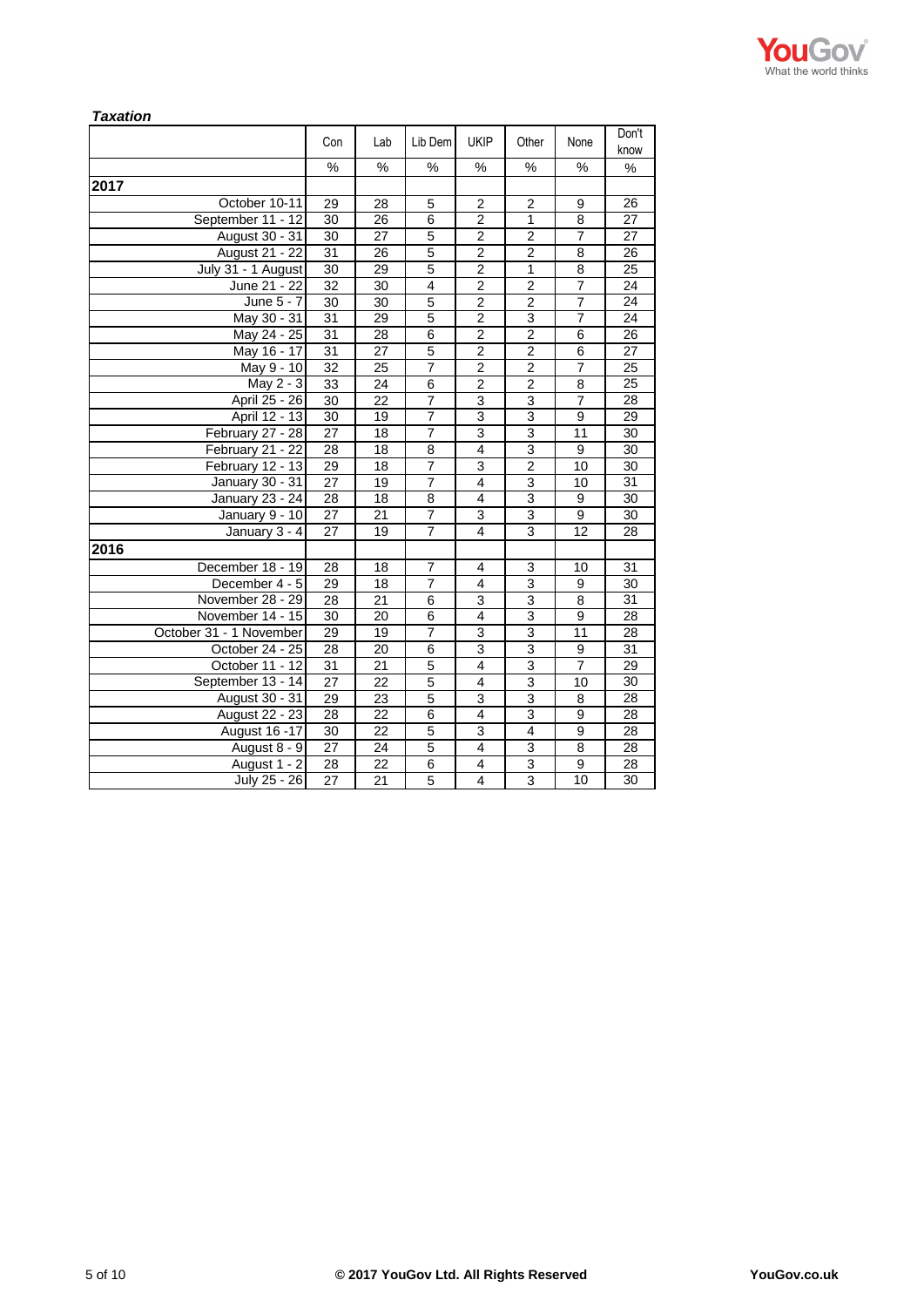***Taxation***

| | Con | Lab | Lib Dem | UKIP | Other | None | Don't know |
|---|---|---|---|---|---|---|---|
| | % | % | % | % | % | % | % |
| **2017** | | | | | | | |
| October 10-11 | 29 | 28 | 5 | 2 | 2 | 9 | 26 |
| September 11 - 12 | 30 | 26 | 6 | 2 | 1 | 8 | 27 |
| August 30 - 31 | 30 | 27 | 5 | 2 | 2 | 7 | 27 |
| August 21 - 22 | 31 | 26 | 5 | 2 | 2 | 8 | 26 |
| July 31 - 1 August | 30 | 29 | 5 | 2 | 1 | 8 | 25 |
| June 21 - 22 | 32 | 30 | 4 | 2 | 2 | 7 | 24 |
| June 5 - 7 | 30 | 30 | 5 | 2 | 2 | 7 | 24 |
| May 30 - 31 | 31 | 29 | 5 | 2 | 3 | 7 | 24 |
| May 24 - 25 | 31 | 28 | 6 | 2 | 2 | 6 | 26 |
| May 16 - 17 | 31 | 27 | 5 | 2 | 2 | 6 | 27 |
| May 9 - 10 | 32 | 25 | 7 | 2 | 2 | 7 | 25 |
| May 2 - 3 | 33 | 24 | 6 | 2 | 2 | 8 | 25 |
| April 25 - 26 | 30 | 22 | 7 | 3 | 3 | 7 | 28 |
| April 12 - 13 | 30 | 19 | 7 | 3 | 3 | 9 | 29 |
| February 27 - 28 | 27 | 18 | 7 | 3 | 3 | 11 | 30 |
| February 21 - 22 | 28 | 18 | 8 | 4 | 3 | 9 | 30 |
| February 12 - 13 | 29 | 18 | 7 | 3 | 2 | 10 | 30 |
| January 30 - 31 | 27 | 19 | 7 | 4 | 3 | 10 | 31 |
| January 23 - 24 | 28 | 18 | 8 | 4 | 3 | 9 | 30 |
| January 9 - 10 | 27 | 21 | 7 | 3 | 3 | 9 | 30 |
| January 3 - 4 | 27 | 19 | 7 | 4 | 3 | 12 | 28 |
| **2016** | | | | | | | |
| December 18 - 19 | 28 | 18 | 7 | 4 | 3 | 10 | 31 |
| December 4 - 5 | 29 | 18 | 7 | 4 | 3 | 9 | 30 |
| November 28 - 29 | 28 | 21 | 6 | 3 | 3 | 8 | 31 |
| November 14 - 15 | 30 | 20 | 6 | 4 | 3 | 9 | 28 |
| October 31 - 1 November | 29 | 19 | 7 | 3 | 3 | 11 | 28 |
| October 24 - 25 | 28 | 20 | 6 | 3 | 3 | 9 | 31 |
| October 11 - 12 | 31 | 21 | 5 | 4 | 3 | 7 | 29 |
| September 13 - 14 | 27 | 22 | 5 | 4 | 3 | 10 | 30 |
| August 30 - 31 | 29 | 23 | 5 | 3 | 3 | 8 | 28 |
| August 22 - 23 | 28 | 22 | 6 | 4 | 3 | 9 | 28 |
| August 16 -17 | 30 | 22 | 5 | 3 | 4 | 9 | 28 |
| August 8 - 9 | 27 | 24 | 5 | 4 | 3 | 8 | 28 |
| August 1 - 2 | 28 | 22 | 6 | 4 | 3 | 9 | 28 |
| July 25 - 26 | 27 | 21 | 5 | 4 | 3 | 10 | 30 |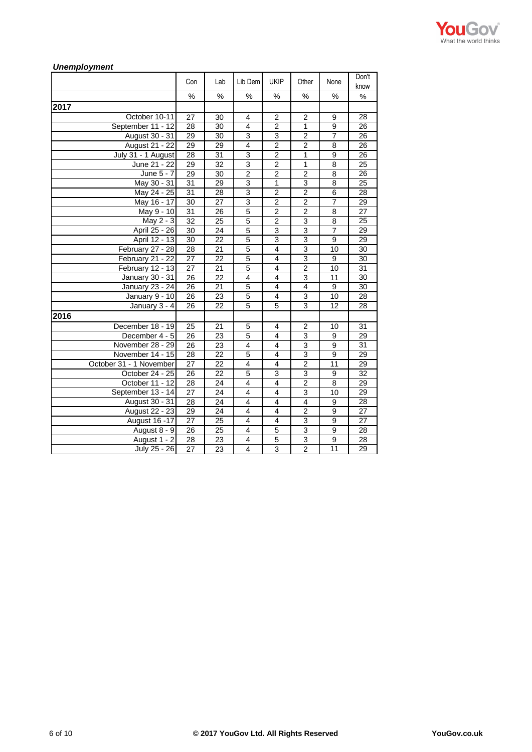***Unemployment***

| | Con | Lab | Lib Dem | UKIP | Other | None | Don't know |
|---|---|---|---|---|---|---|---|
| | % | % | % | % | % | % | % |
| **2017** | | | | | | | |
| October 10-11 | 27 | 30 | 4 | 2 | 2 | 9 | 28 |
| September 11 - 12 | 28 | 30 | 4 | 2 | 1 | 9 | 26 |
| August 30 - 31 | 29 | 30 | 3 | 3 | 2 | 7 | 26 |
| August 21 - 22 | 29 | 29 | 4 | 2 | 2 | 8 | 26 |
| July 31 - 1 August | 28 | 31 | 3 | 2 | 1 | 9 | 26 |
| June 21 - 22 | 29 | 32 | 3 | 2 | 1 | 8 | 25 |
| June 5 - 7 | 29 | 30 | 2 | 2 | 2 | 8 | 26 |
| May 30 - 31 | 31 | 29 | 3 | 1 | 3 | 8 | 25 |
| May 24 - 25 | 31 | 28 | 3 | 2 | 2 | 6 | 28 |
| May 16 - 17 | 30 | 27 | 3 | 2 | 2 | 7 | 29 |
| May 9 - 10 | 31 | 26 | 5 | 2 | 2 | 8 | 27 |
| May 2 - 3 | 32 | 25 | 5 | 2 | 3 | 8 | 25 |
| April 25 - 26 | 30 | 24 | 5 | 3 | 3 | 7 | 29 |
| April 12 - 13 | 30 | 22 | 5 | 3 | 3 | 9 | 29 |
| February 27 - 28 | 28 | 21 | 5 | 4 | 3 | 10 | 30 |
| February 21 - 22 | 27 | 22 | 5 | 4 | 3 | 9 | 30 |
| February 12 - 13 | 27 | 21 | 5 | 4 | 2 | 10 | 31 |
| January 30 - 31 | 26 | 22 | 4 | 4 | 3 | 11 | 30 |
| January 23 - 24 | 26 | 21 | 5 | 4 | 4 | 9 | 30 |
| January 9 - 10 | 26 | 23 | 5 | 4 | 3 | 10 | 28 |
| January 3 - 4 | 26 | 22 | 5 | 5 | 3 | 12 | 28 |
| **2016** | | | | | | | |
| December 18 - 19 | 25 | 21 | 5 | 4 | 2 | 10 | 31 |
| December 4 - 5 | 26 | 23 | 5 | 4 | 3 | 9 | 29 |
| November 28 - 29 | 26 | 23 | 4 | 4 | 3 | 9 | 31 |
| November 14 - 15 | 28 | 22 | 5 | 4 | 3 | 9 | 29 |
| October 31 - 1 November | 27 | 22 | 4 | 4 | 2 | 11 | 29 |
| October 24 - 25 | 26 | 22 | 5 | 3 | 3 | 9 | 32 |
| October 11 - 12 | 28 | 24 | 4 | 4 | 2 | 8 | 29 |
| September 13 - 14 | 27 | 24 | 4 | 4 | 3 | 10 | 29 |
| August 30 - 31 | 28 | 24 | 4 | 4 | 4 | 9 | 28 |
| August 22 - 23 | 29 | 24 | 4 | 4 | 2 | 9 | 27 |
| August 16 -17 | 27 | 25 | 4 | 4 | 3 | 9 | 27 |
| August 8 - 9 | 26 | 25 | 4 | 5 | 3 | 9 | 28 |
| August 1 - 2 | 28 | 23 | 4 | 5 | 3 | 9 | 28 |
| July 25 - 26 | 27 | 23 | 4 | 3 | 2 | 11 | 29 |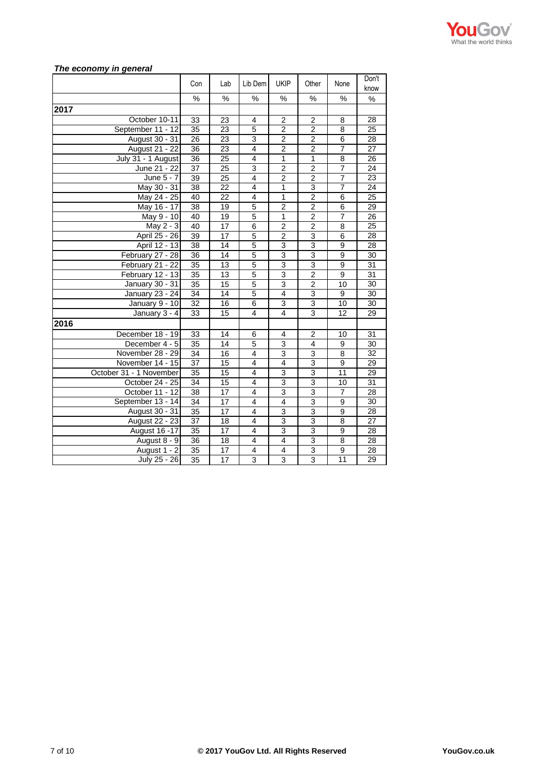***The economy in general***

| | Con | Lab | Lib Dem | UKIP | Other | None | Don't know |
|---|---|---|---|---|---|---|---|
| | % | % | % | % | % | % | % |
| **2017** | | | | | | | |
| October 10-11 | 33 | 23 | 4 | 2 | 2 | 8 | 28 |
| September 11 - 12 | 35 | 23 | 5 | 2 | 2 | 8 | 25 |
| August 30 - 31 | 26 | 23 | 3 | 2 | 2 | 6 | 28 |
| August 21 - 22 | 36 | 23 | 4 | 2 | 2 | 7 | 27 |
| July 31 - 1 August | 36 | 25 | 4 | 1 | 1 | 8 | 26 |
| June 21 - 22 | 37 | 25 | 3 | 2 | 2 | 7 | 24 |
| June 5 - 7 | 39 | 25 | 4 | 2 | 2 | 7 | 23 |
| May 30 - 31 | 38 | 22 | 4 | 1 | 3 | 7 | 24 |
| May 24 - 25 | 40 | 22 | 4 | 1 | 2 | 6 | 25 |
| May 16 - 17 | 38 | 19 | 5 | 2 | 2 | 6 | 29 |
| May 9 - 10 | 40 | 19 | 5 | 1 | 2 | 7 | 26 |
| May 2 - 3 | 40 | 17 | 6 | 2 | 2 | 8 | 25 |
| April 25 - 26 | 39 | 17 | 5 | 2 | 3 | 6 | 28 |
| April 12 - 13 | 38 | 14 | 5 | 3 | 3 | 9 | 28 |
| February 27 - 28 | 36 | 14 | 5 | 3 | 3 | 9 | 30 |
| February 21 - 22 | 35 | 13 | 5 | 3 | 3 | 9 | 31 |
| February 12 - 13 | 35 | 13 | 5 | 3 | 2 | 9 | 31 |
| January 30 - 31 | 35 | 15 | 5 | 3 | 2 | 10 | 30 |
| January 23 - 24 | 34 | 14 | 5 | 4 | 3 | 9 | 30 |
| January 9 - 10 | 32 | 16 | 6 | 3 | 3 | 10 | 30 |
| January 3 - 4 | 33 | 15 | 4 | 4 | 3 | 12 | 29 |
| **2016** | | | | | | | |
| December 18 - 19 | 33 | 14 | 6 | 4 | 2 | 10 | 31 |
| December 4 - 5 | 35 | 14 | 5 | 3 | 4 | 9 | 30 |
| November 28 - 29 | 34 | 16 | 4 | 3 | 3 | 8 | 32 |
| November 14 - 15 | 37 | 15 | 4 | 4 | 3 | 9 | 29 |
| October 31 - 1 November | 35 | 15 | 4 | 3 | 3 | 11 | 29 |
| October 24 - 25 | 34 | 15 | 4 | 3 | 3 | 10 | 31 |
| October 11 - 12 | 38 | 17 | 4 | 3 | 3 | 7 | 28 |
| September 13 - 14 | 34 | 17 | 4 | 4 | 3 | 9 | 30 |
| August 30 - 31 | 35 | 17 | 4 | 3 | 3 | 9 | 28 |
| August 22 - 23 | 37 | 18 | 4 | 3 | 3 | 8 | 27 |
| August 16 -17 | 35 | 17 | 4 | 3 | 3 | 9 | 28 |
| August 8 - 9 | 36 | 18 | 4 | 4 | 3 | 8 | 28 |
| August 1 - 2 | 35 | 17 | 4 | 4 | 3 | 9 | 28 |
| July 25 - 26 | 35 | 17 | 3 | 3 | 3 | 11 | 29 |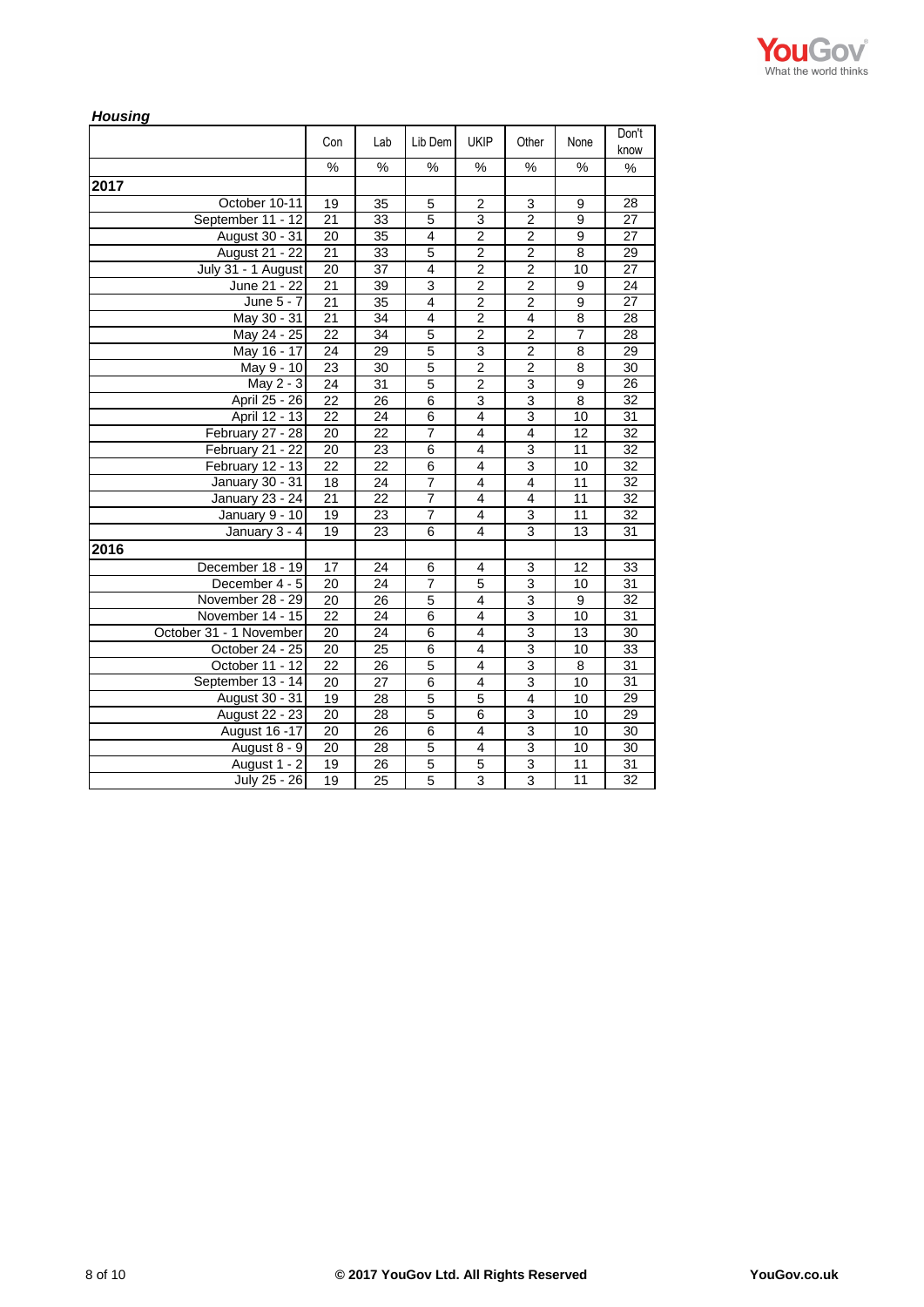***Housing***

| | Con | Lab | Lib Dem | UKIP | Other | None | Don't know |
|---|---|---|---|---|---|---|---|
| | % | % | % | % | % | % | % |
| **2017** | | | | | | | |
| October 10-11 | 19 | 35 | 5 | 2 | 3 | 9 | 28 |
| September 11 - 12 | 21 | 33 | 5 | 3 | 2 | 9 | 27 |
| August 30 - 31 | 20 | 35 | 4 | 2 | 2 | 9 | 27 |
| August 21 - 22 | 21 | 33 | 5 | 2 | 2 | 8 | 29 |
| July 31 - 1 August | 20 | 37 | 4 | 2 | 2 | 10 | 27 |
| June 21 - 22 | 21 | 39 | 3 | 2 | 2 | 9 | 24 |
| June 5 - 7 | 21 | 35 | 4 | 2 | 2 | 9 | 27 |
| May 30 - 31 | 21 | 34 | 4 | 2 | 4 | 8 | 28 |
| May 24 - 25 | 22 | 34 | 5 | 2 | 2 | 7 | 28 |
| May 16 - 17 | 24 | 29 | 5 | 3 | 2 | 8 | 29 |
| May 9 - 10 | 23 | 30 | 5 | 2 | 2 | 8 | 30 |
| May 2 - 3 | 24 | 31 | 5 | 2 | 3 | 9 | 26 |
| April 25 - 26 | 22 | 26 | 6 | 3 | 3 | 8 | 32 |
| April 12 - 13 | 22 | 24 | 6 | 4 | 3 | 10 | 31 |
| February 27 - 28 | 20 | 22 | 7 | 4 | 4 | 12 | 32 |
| February 21 - 22 | 20 | 23 | 6 | 4 | 3 | 11 | 32 |
| February 12 - 13 | 22 | 22 | 6 | 4 | 3 | 10 | 32 |
| January 30 - 31 | 18 | 24 | 7 | 4 | 4 | 11 | 32 |
| January 23 - 24 | 21 | 22 | 7 | 4 | 4 | 11 | 32 |
| January 9 - 10 | 19 | 23 | 7 | 4 | 3 | 11 | 32 |
| January 3 - 4 | 19 | 23 | 6 | 4 | 3 | 13 | 31 |
| **2016** | | | | | | | |
| December 18 - 19 | 17 | 24 | 6 | 4 | 3 | 12 | 33 |
| December 4 - 5 | 20 | 24 | 7 | 5 | 3 | 10 | 31 |
| November 28 - 29 | 20 | 26 | 5 | 4 | 3 | 9 | 32 |
| November 14 - 15 | 22 | 24 | 6 | 4 | 3 | 10 | 31 |
| October 31 - 1 November | 20 | 24 | 6 | 4 | 3 | 13 | 30 |
| October 24 - 25 | 20 | 25 | 6 | 4 | 3 | 10 | 33 |
| October 11 - 12 | 22 | 26 | 5 | 4 | 3 | 8 | 31 |
| September 13 - 14 | 20 | 27 | 6 | 4 | 3 | 10 | 31 |
| August 30 - 31 | 19 | 28 | 5 | 5 | 4 | 10 | 29 |
| August 22 - 23 | 20 | 28 | 5 | 6 | 3 | 10 | 29 |
| August 16 -17 | 20 | 26 | 6 | 4 | 3 | 10 | 30 |
| August 8 - 9 | 20 | 28 | 5 | 4 | 3 | 10 | 30 |
| August 1 - 2 | 19 | 26 | 5 | 5 | 3 | 11 | 31 |
| July 25 - 26 | 19 | 25 | 5 | 3 | 3 | 11 | 32 |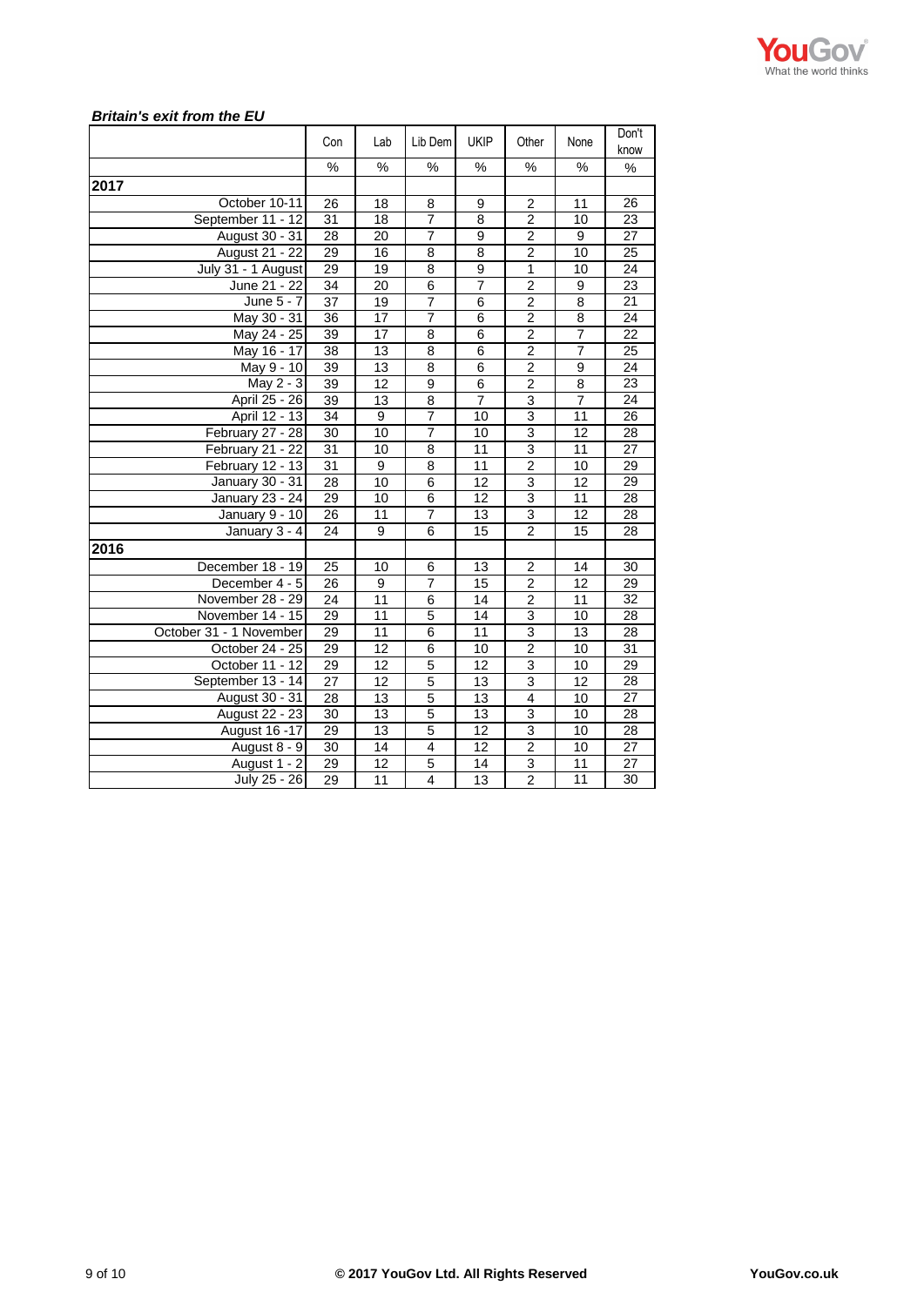***Britain's exit from the EU***

| | Con | Lab | Lib Dem | UKIP | Other | None | Don't know |
|---|---|---|---|---|---|---|---|
| | % | % | % | % | % | % | % |
| **2017** | | | | | | | |
| October 10-11 | 26 | 18 | 8 | 9 | 2 | 11 | 26 |
| September 11 - 12 | 31 | 18 | 7 | 8 | 2 | 10 | 23 |
| August 30 - 31 | 28 | 20 | 7 | 9 | 2 | 9 | 27 |
| August 21 - 22 | 29 | 16 | 8 | 8 | 2 | 10 | 25 |
| July 31 - 1 August | 29 | 19 | 8 | 9 | 1 | 10 | 24 |
| June 21 - 22 | 34 | 20 | 6 | 7 | 2 | 9 | 23 |
| June 5 - 7 | 37 | 19 | 7 | 6 | 2 | 8 | 21 |
| May 30 - 31 | 36 | 17 | 7 | 6 | 2 | 8 | 24 |
| May 24 - 25 | 39 | 17 | 8 | 6 | 2 | 7 | 22 |
| May 16 - 17 | 38 | 13 | 8 | 6 | 2 | 7 | 25 |
| May 9 - 10 | 39 | 13 | 8 | 6 | 2 | 9 | 24 |
| May 2 - 3 | 39 | 12 | 9 | 6 | 2 | 8 | 23 |
| April 25 - 26 | 39 | 13 | 8 | 7 | 3 | 7 | 24 |
| April 12 - 13 | 34 | 9 | 7 | 10 | 3 | 11 | 26 |
| February 27 - 28 | 30 | 10 | 7 | 10 | 3 | 12 | 28 |
| February 21 - 22 | 31 | 10 | 8 | 11 | 3 | 11 | 27 |
| February 12 - 13 | 31 | 9 | 8 | 11 | 2 | 10 | 29 |
| January 30 - 31 | 28 | 10 | 6 | 12 | 3 | 12 | 29 |
| January 23 - 24 | 29 | 10 | 6 | 12 | 3 | 11 | 28 |
| January 9 - 10 | 26 | 11 | 7 | 13 | 3 | 12 | 28 |
| January 3 - 4 | 24 | 9 | 6 | 15 | 2 | 15 | 28 |
| **2016** | | | | | | | |
| December 18 - 19 | 25 | 10 | 6 | 13 | 2 | 14 | 30 |
| December 4 - 5 | 26 | 9 | 7 | 15 | 2 | 12 | 29 |
| November 28 - 29 | 24 | 11 | 6 | 14 | 2 | 11 | 32 |
| November 14 - 15 | 29 | 11 | 5 | 14 | 3 | 10 | 28 |
| October 31 - 1 November | 29 | 11 | 6 | 11 | 3 | 13 | 28 |
| October 24 - 25 | 29 | 12 | 6 | 10 | 2 | 10 | 31 |
| October 11 - 12 | 29 | 12 | 5 | 12 | 3 | 10 | 29 |
| September 13 - 14 | 27 | 12 | 5 | 13 | 3 | 12 | 28 |
| August 30 - 31 | 28 | 13 | 5 | 13 | 4 | 10 | 27 |
| August 22 - 23 | 30 | 13 | 5 | 13 | 3 | 10 | 28 |
| August 16 -17 | 29 | 13 | 5 | 12 | 3 | 10 | 28 |
| August 8 - 9 | 30 | 14 | 4 | 12 | 2 | 10 | 27 |
| August 1 - 2 | 29 | 12 | 5 | 14 | 3 | 11 | 27 |
| July 25 - 26 | 29 | 11 | 4 | 13 | 2 | 11 | 30 |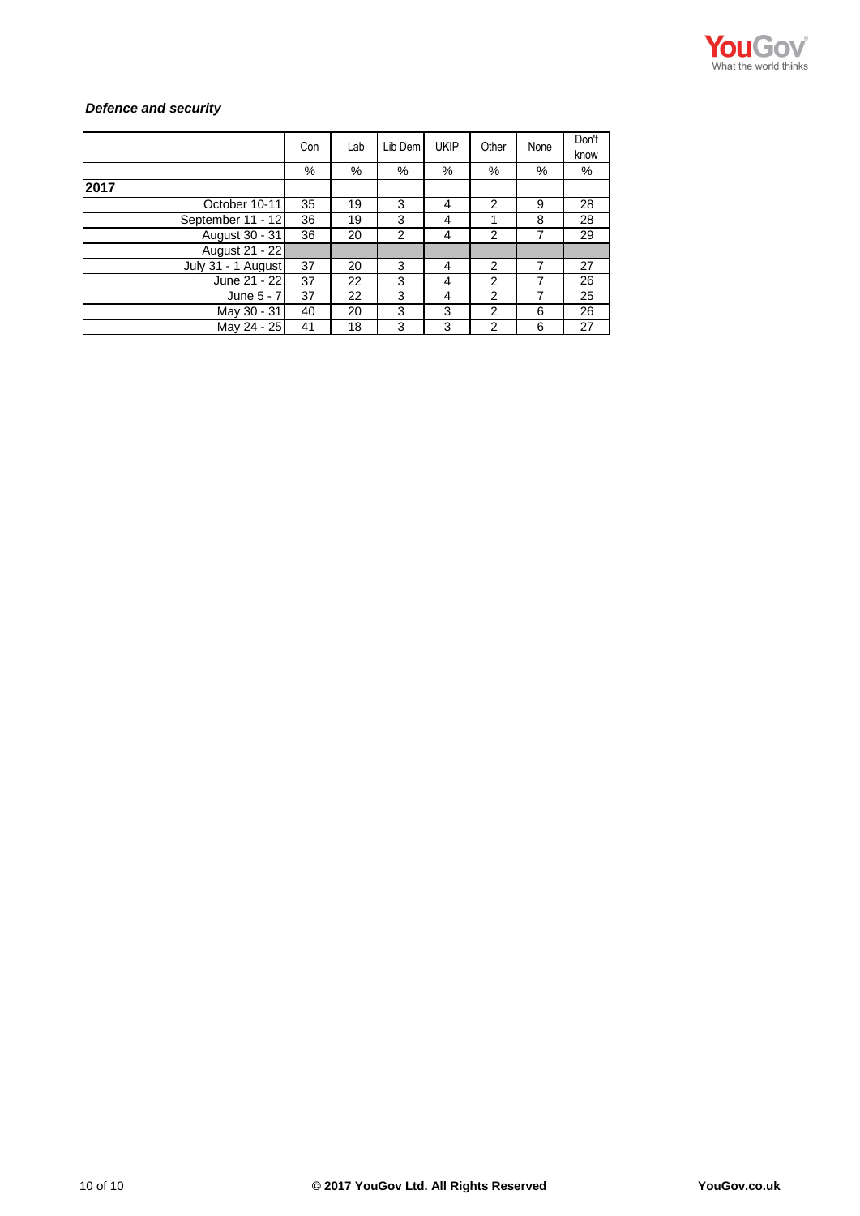***Defence and security***

| | Con | Lab | Lib Dem | UKIP | Other | None | Don't know |
|---|---|---|---|---|---|---|---|
| | % | % | % | % | % | % | % |
| **2017** | | | | | | | |
| October 10-11 | 35 | 19 | 3 | 4 | 2 | 9 | 28 |
| September 11 - 12 | 36 | 19 | 3 | 4 | 1 | 8 | 28 |
| August 30 - 31 | 36 | 20 | 2 | 4 | 2 | 7 | 29 |
| August 21 - 22 | | | | | | | |
| July 31 - 1 August | 37 | 20 | 3 | 4 | 2 | 7 | 27 |
| June 21 - 22 | 37 | 22 | 3 | 4 | 2 | 7 | 26 |
| June 5 - 7 | 37 | 22 | 3 | 4 | 2 | 7 | 25 |
| May 30 - 31 | 40 | 20 | 3 | 3 | 2 | 6 | 26 |
| May 24 - 25 | 41 | 18 | 3 | 3 | 2 | 6 | 27 |